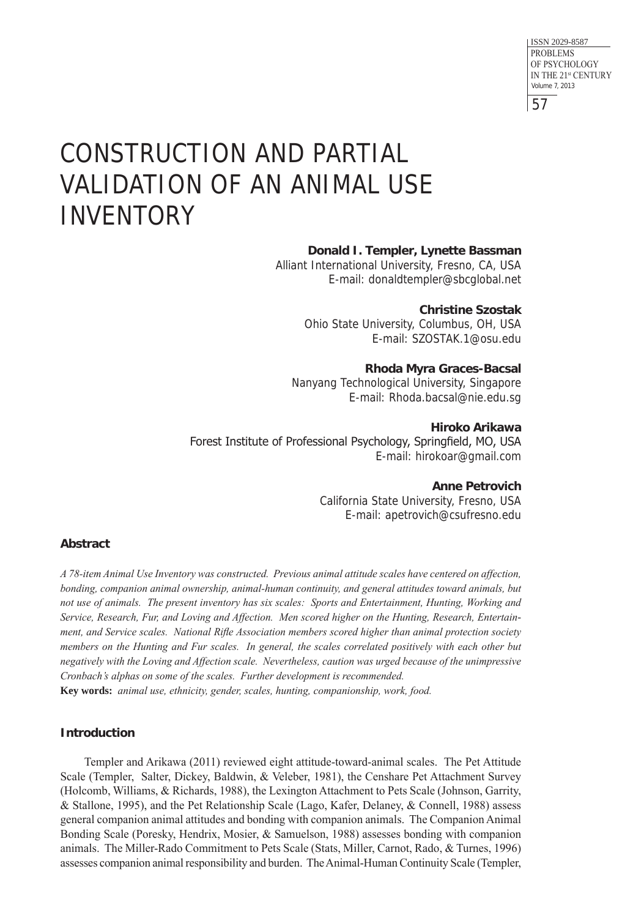# CONSTRUCTION AND PARTIAL VALIDATION OF AN ANIMAL USE INVENTORY

**Donald I. Templer, Lynette Bassman**
Alliant International University, Fresno, CA, USA
E-mail: donaldtempler@sbcglobal.net

**Christine Szostak**
Ohio State University, Columbus, OH, USA
E-mail: SZOSTAK.1@osu.edu

**Rhoda Myra Graces-Bacsal**
Nanyang Technological University, Singapore
E-mail: Rhoda.bacsal@nie.edu.sg

**Hiroko Arikawa**
Forest Institute of Professional Psychology, Springfield, MO, USA
E-mail: hirokoar@gmail.com

**Anne Petrovich**
California State University, Fresno, USA
E-mail: apetrovich@csufresno.edu

### Abstract

*A 78-item Animal Use Inventory was constructed. Previous animal attitude scales have centered on affection, bonding, companion animal ownership, animal-human continuity, and general attitudes toward animals, but not use of animals. The present inventory has six scales: Sports and Entertainment, Hunting, Working and Service, Research, Fur, and Loving and Affection. Men scored higher on the Hunting, Research, Entertainment, and Service scales. National Rifle Association members scored higher than animal protection society members on the Hunting and Fur scales. In general, the scales correlated positively with each other but negatively with the Loving and Affection scale. Nevertheless, caution was urged because of the unimpressive Cronbach's alphas on some of the scales. Further development is recommended.*

**Key words:** *animal use, ethnicity, gender, scales, hunting, companionship, work, food.*

### Introduction

Templer and Arikawa (2011) reviewed eight attitude-toward-animal scales. The Pet Attitude Scale (Templer, Salter, Dickey, Baldwin, & Veleber, 1981), the Censhare Pet Attachment Survey (Holcomb, Williams, & Richards, 1988), the Lexington Attachment to Pets Scale (Johnson, Garrity, & Stallone, 1995), and the Pet Relationship Scale (Lago, Kafer, Delaney, & Connell, 1988) assess general companion animal attitudes and bonding with companion animals. The Companion Animal Bonding Scale (Poresky, Hendrix, Mosier, & Samuelson, 1988) assesses bonding with companion animals. The Miller-Rado Commitment to Pets Scale (Stats, Miller, Carnot, Rado, & Turnes, 1996) assesses companion animal responsibility and burden. The Animal-Human Continuity Scale (Templer,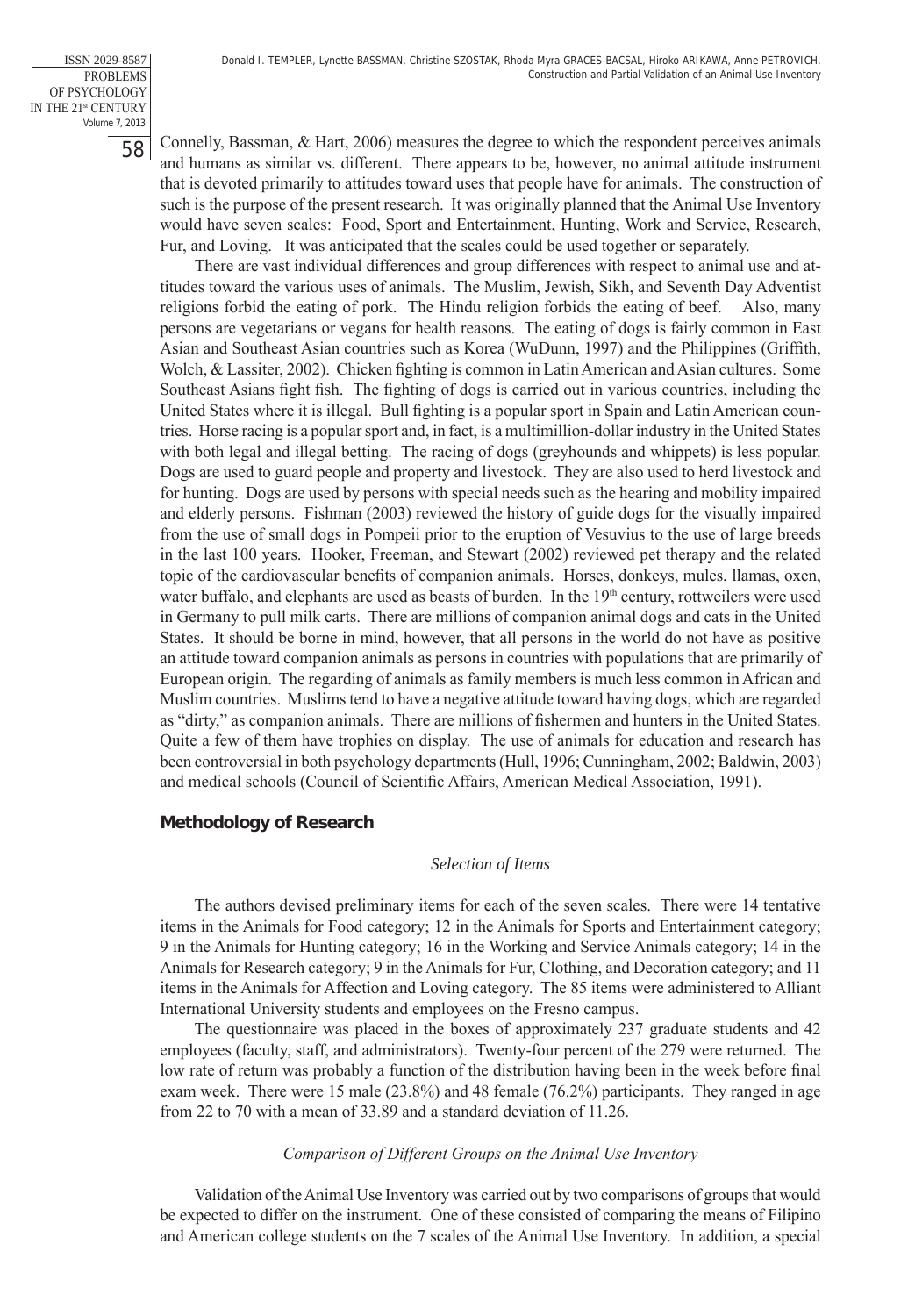Connelly, Bassman, & Hart, 2006) measures the degree to which the respondent perceives animals and humans as similar vs. different. There appears to be, however, no animal attitude instrument that is devoted primarily to attitudes toward uses that people have for animals. The construction of such is the purpose of the present research. It was originally planned that the Animal Use Inventory would have seven scales: Food, Sport and Entertainment, Hunting, Work and Service, Research, Fur, and Loving. It was anticipated that the scales could be used together or separately.

There are vast individual differences and group differences with respect to animal use and attitudes toward the various uses of animals. The Muslim, Jewish, Sikh, and Seventh Day Adventist religions forbid the eating of pork. The Hindu religion forbids the eating of beef. Also, many persons are vegetarians or vegans for health reasons. The eating of dogs is fairly common in East Asian and Southeast Asian countries such as Korea (WuDunn, 1997) and the Philippines (Griffith, Wolch, & Lassiter, 2002). Chicken fighting is common in Latin American and Asian cultures. Some Southeast Asians fight fish. The fighting of dogs is carried out in various countries, including the United States where it is illegal. Bull fighting is a popular sport in Spain and Latin American countries. Horse racing is a popular sport and, in fact, is a multimillion-dollar industry in the United States with both legal and illegal betting. The racing of dogs (greyhounds and whippets) is less popular. Dogs are used to guard people and property and livestock. They are also used to herd livestock and for hunting. Dogs are used by persons with special needs such as the hearing and mobility impaired and elderly persons. Fishman (2003) reviewed the history of guide dogs for the visually impaired from the use of small dogs in Pompeii prior to the eruption of Vesuvius to the use of large breeds in the last 100 years. Hooker, Freeman, and Stewart (2002) reviewed pet therapy and the related topic of the cardiovascular benefits of companion animals. Horses, donkeys, mules, llamas, oxen, water buffalo, and elephants are used as beasts of burden. In the 19th century, rottweilers were used in Germany to pull milk carts. There are millions of companion animal dogs and cats in the United States. It should be borne in mind, however, that all persons in the world do not have as positive an attitude toward companion animals as persons in countries with populations that are primarily of European origin. The regarding of animals as family members is much less common in African and Muslim countries. Muslims tend to have a negative attitude toward having dogs, which are regarded as "dirty," as companion animals. There are millions of fishermen and hunters in the United States. Quite a few of them have trophies on display. The use of animals for education and research has been controversial in both psychology departments (Hull, 1996; Cunningham, 2002; Baldwin, 2003) and medical schools (Council of Scientific Affairs, American Medical Association, 1991).

## Methodology of Research

### *Selection of Items*

The authors devised preliminary items for each of the seven scales. There were 14 tentative items in the Animals for Food category; 12 in the Animals for Sports and Entertainment category; 9 in the Animals for Hunting category; 16 in the Working and Service Animals category; 14 in the Animals for Research category; 9 in the Animals for Fur, Clothing, and Decoration category; and 11 items in the Animals for Affection and Loving category. The 85 items were administered to Alliant International University students and employees on the Fresno campus.

The questionnaire was placed in the boxes of approximately 237 graduate students and 42 employees (faculty, staff, and administrators). Twenty-four percent of the 279 were returned. The low rate of return was probably a function of the distribution having been in the week before final exam week. There were 15 male (23.8%) and 48 female (76.2%) participants. They ranged in age from 22 to 70 with a mean of 33.89 and a standard deviation of 11.26.

### *Comparison of Different Groups on the Animal Use Inventory*

Validation of the Animal Use Inventory was carried out by two comparisons of groups that would be expected to differ on the instrument. One of these consisted of comparing the means of Filipino and American college students on the 7 scales of the Animal Use Inventory. In addition, a special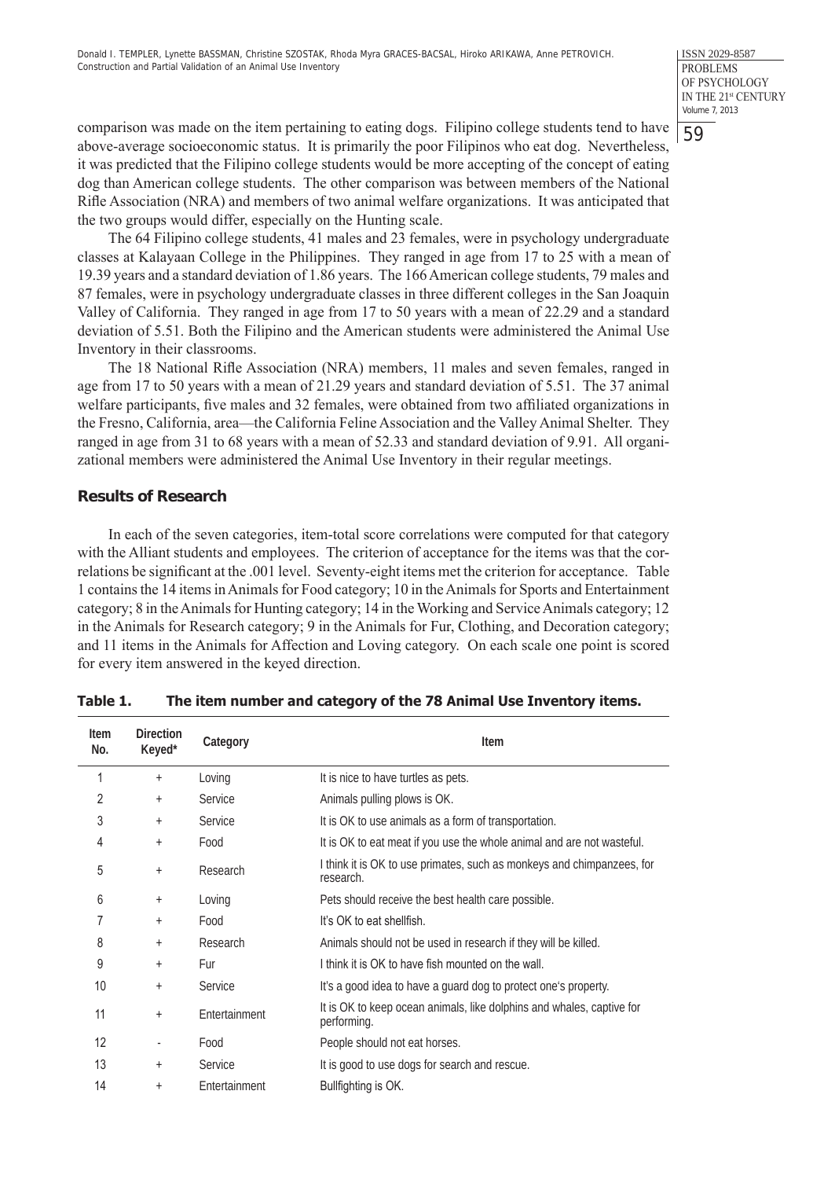comparison was made on the item pertaining to eating dogs. Filipino college students tend to have above-average socioeconomic status. It is primarily the poor Filipinos who eat dog. Nevertheless, it was predicted that the Filipino college students would be more accepting of the concept of eating dog than American college students. The other comparison was between members of the National Rifle Association (NRA) and members of two animal welfare organizations. It was anticipated that the two groups would differ, especially on the Hunting scale.

The 64 Filipino college students, 41 males and 23 females, were in psychology undergraduate classes at Kalayaan College in the Philippines. They ranged in age from 17 to 25 with a mean of 19.39 years and a standard deviation of 1.86 years. The 166 American college students, 79 males and 87 females, were in psychology undergraduate classes in three different colleges in the San Joaquin Valley of California. They ranged in age from 17 to 50 years with a mean of 22.29 and a standard deviation of 5.51. Both the Filipino and the American students were administered the Animal Use Inventory in their classrooms.

The 18 National Rifle Association (NRA) members, 11 males and seven females, ranged in age from 17 to 50 years with a mean of 21.29 years and standard deviation of 5.51. The 37 animal welfare participants, five males and 32 females, were obtained from two affiliated organizations in the Fresno, California, area—the California Feline Association and the Valley Animal Shelter. They ranged in age from 31 to 68 years with a mean of 52.33 and standard deviation of 9.91. All organizational members were administered the Animal Use Inventory in their regular meetings.

## Results of Research

In each of the seven categories, item-total score correlations were computed for that category with the Alliant students and employees. The criterion of acceptance for the items was that the correlations be significant at the .001 level. Seventy-eight items met the criterion for acceptance. Table 1 contains the 14 items in Animals for Food category; 10 in the Animals for Sports and Entertainment category; 8 in the Animals for Hunting category; 14 in the Working and Service Animals category; 12 in the Animals for Research category; 9 in the Animals for Fur, Clothing, and Decoration category; and 11 items in the Animals for Affection and Loving category. On each scale one point is scored for every item answered in the keyed direction.

**Table 1. The item number and category of the 78 Animal Use Inventory items.**

| Item No. | Direction Keyed* | Category | Item |
|---|---|---|---|
| 1 | + | Loving | It is nice to have turtles as pets. |
| 2 | + | Service | Animals pulling plows is OK. |
| 3 | + | Service | It is OK to use animals as a form of transportation. |
| 4 | + | Food | It is OK to eat meat if you use the whole animal and are not wasteful. |
| 5 | + | Research | I think it is OK to use primates, such as monkeys and chimpanzees, for research. |
| 6 | + | Loving | Pets should receive the best health care possible. |
| 7 | + | Food | It's OK to eat shellfish. |
| 8 | + | Research | Animals should not be used in research if they will be killed. |
| 9 | + | Fur | I think it is OK to have fish mounted on the wall. |
| 10 | + | Service | It's a good idea to have a guard dog to protect one's property. |
| 11 | + | Entertainment | It is OK to keep ocean animals, like dolphins and whales, captive for performing. |
| 12 | - | Food | People should not eat horses. |
| 13 | + | Service | It is good to use dogs for search and rescue. |
| 14 | + | Entertainment | Bullfighting is OK. |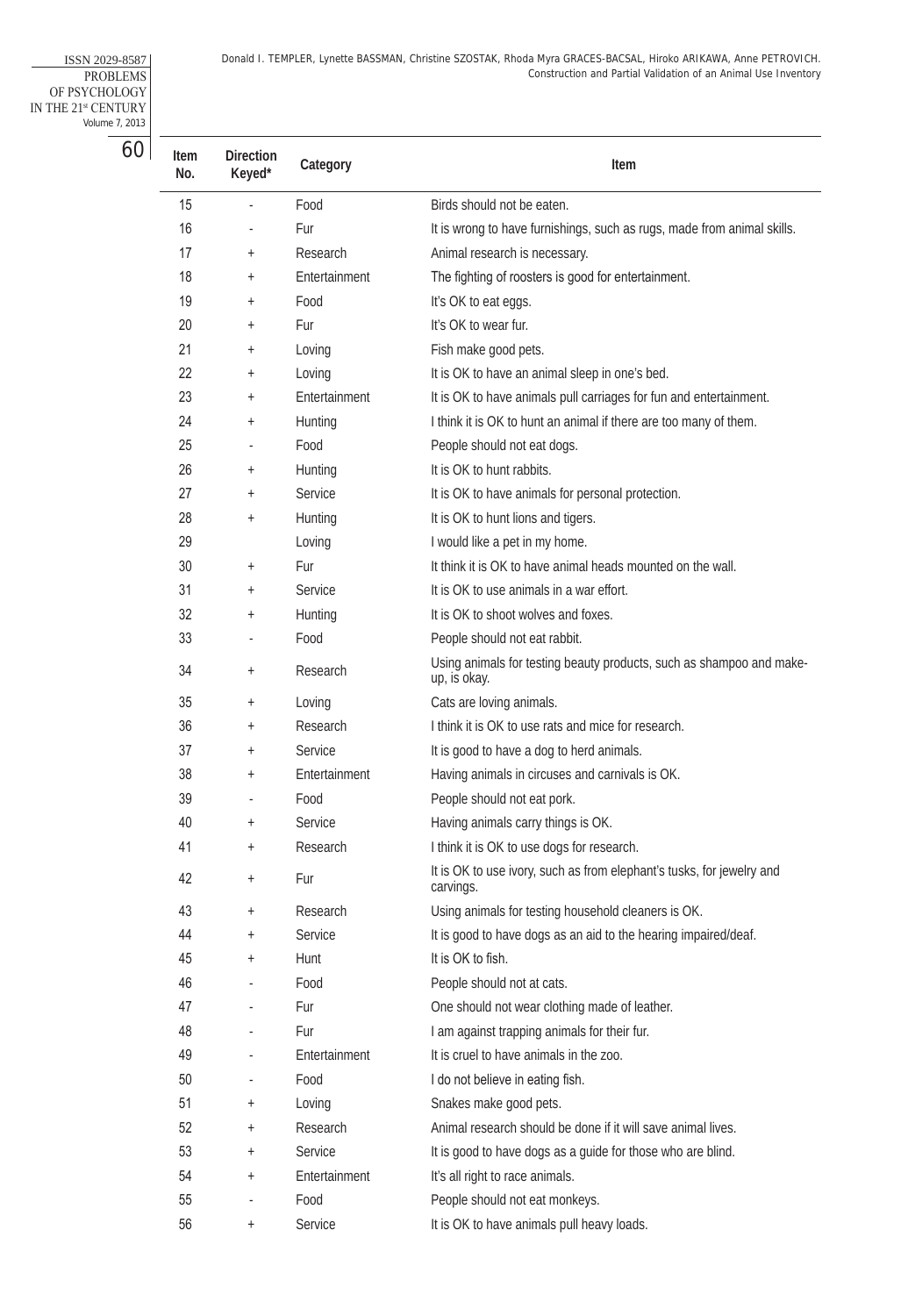| Item No. | Direction Keyed* | Category | Item |
|---|---|---|---|
| 15 | - | Food | Birds should not be eaten. |
| 16 | - | Fur | It is wrong to have furnishings, such as rugs, made from animal skills. |
| 17 | + | Research | Animal research is necessary. |
| 18 | + | Entertainment | The fighting of roosters is good for entertainment. |
| 19 | + | Food | It's OK to eat eggs. |
| 20 | + | Fur | It's OK to wear fur. |
| 21 | + | Loving | Fish make good pets. |
| 22 | + | Loving | It is OK to have an animal sleep in one's bed. |
| 23 | + | Entertainment | It is OK to have animals pull carriages for fun and entertainment. |
| 24 | + | Hunting | I think it is OK to hunt an animal if there are too many of them. |
| 25 | - | Food | People should not eat dogs. |
| 26 | + | Hunting | It is OK to hunt rabbits. |
| 27 | + | Service | It is OK to have animals for personal protection. |
| 28 | + | Hunting | It is OK to hunt lions and tigers. |
| 29 | | Loving | I would like a pet in my home. |
| 30 | + | Fur | It think it is OK to have animal heads mounted on the wall. |
| 31 | + | Service | It is OK to use animals in a war effort. |
| 32 | + | Hunting | It is OK to shoot wolves and foxes. |
| 33 | - | Food | People should not eat rabbit. |
| 34 | + | Research | Using animals for testing beauty products, such as shampoo and make-up, is okay. |
| 35 | + | Loving | Cats are loving animals. |
| 36 | + | Research | I think it is OK to use rats and mice for research. |
| 37 | + | Service | It is good to have a dog to herd animals. |
| 38 | + | Entertainment | Having animals in circuses and carnivals is OK. |
| 39 | - | Food | People should not eat pork. |
| 40 | + | Service | Having animals carry things is OK. |
| 41 | + | Research | I think it is OK to use dogs for research. |
| 42 | + | Fur | It is OK to use ivory, such as from elephant's tusks, for jewelry and carvings. |
| 43 | + | Research | Using animals for testing household cleaners is OK. |
| 44 | + | Service | It is good to have dogs as an aid to the hearing impaired/deaf. |
| 45 | + | Hunt | It is OK to fish. |
| 46 | - | Food | People should not at cats. |
| 47 | - | Fur | One should not wear clothing made of leather. |
| 48 | - | Fur | I am against trapping animals for their fur. |
| 49 | - | Entertainment | It is cruel to have animals in the zoo. |
| 50 | - | Food | I do not believe in eating fish. |
| 51 | + | Loving | Snakes make good pets. |
| 52 | + | Research | Animal research should be done if it will save animal lives. |
| 53 | + | Service | It is good to have dogs as a guide for those who are blind. |
| 54 | + | Entertainment | It's all right to race animals. |
| 55 | - | Food | People should not eat monkeys. |
| 56 | + | Service | It is OK to have animals pull heavy loads. |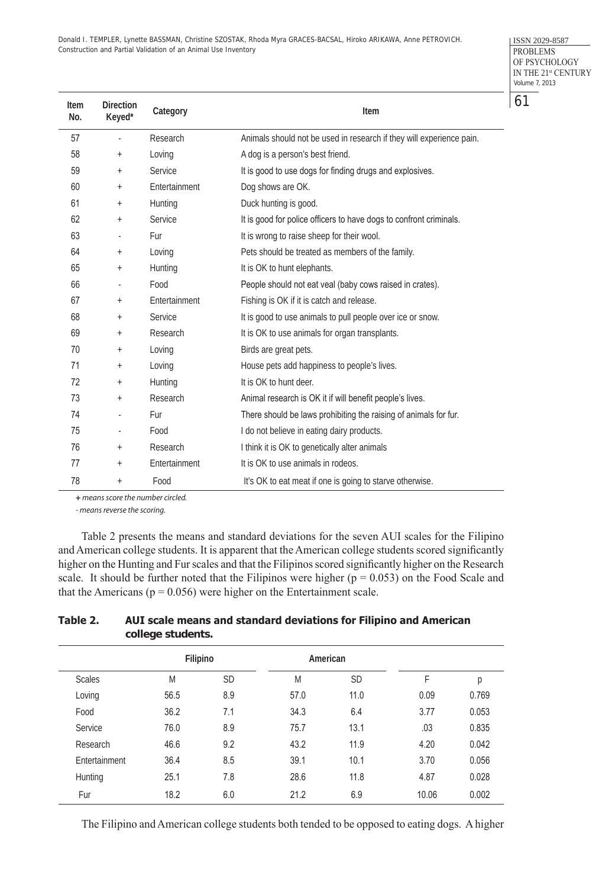| Item No. | Direction Keyed* | Category | Item |
|---|---|---|---|
| 57 | - | Research | Animals should not be used in research if they will experience pain. |
| 58 | + | Loving | A dog is a person's best friend. |
| 59 | + | Service | It is good to use dogs for finding drugs and explosives. |
| 60 | + | Entertainment | Dog shows are OK. |
| 61 | + | Hunting | Duck hunting is good. |
| 62 | + | Service | It is good for police officers to have dogs to confront criminals. |
| 63 | - | Fur | It is wrong to raise sheep for their wool. |
| 64 | + | Loving | Pets should be treated as members of the family. |
| 65 | + | Hunting | It is OK to hunt elephants. |
| 66 | - | Food | People should not eat veal (baby cows raised in crates). |
| 67 | + | Entertainment | Fishing is OK if it is catch and release. |
| 68 | + | Service | It is good to use animals to pull people over ice or snow. |
| 69 | + | Research | It is OK to use animals for organ transplants. |
| 70 | + | Loving | Birds are great pets. |
| 71 | + | Loving | House pets add happiness to people's lives. |
| 72 | + | Hunting | It is OK to hunt deer. |
| 73 | + | Research | Animal research is OK it if will benefit people's lives. |
| 74 | - | Fur | There should be laws prohibiting the raising of animals for fur. |
| 75 | - | Food | I do not believe in eating dairy products. |
| 76 | + | Research | I think it is OK to genetically alter animals |
| 77 | + | Entertainment | It is OK to use animals in rodeos. |
| 78 | + | Food | It's OK to eat meat if one is going to starve otherwise. |

*+ means score the number circled.*

*- means reverse the scoring.*

Table 2 presents the means and standard deviations for the seven AUI scales for the Filipino and American college students. It is apparent that the American college students scored significantly higher on the Hunting and Fur scales and that the Filipinos scored significantly higher on the Research scale. It should be further noted that the Filipinos were higher ($p = 0.053$) on the Food Scale and that the Americans ($p = 0.056$) were higher on the Entertainment scale.

**Table 2. AUI scale means and standard deviations for Filipino and American college students.**

| | Filipino | | American | | | |
|---|---|---|---|---|---|---|
| Scales | M | SD | M | SD | F | p |
| Loving | 56.5 | 8.9 | 57.0 | 11.0 | 0.09 | 0.769 |
| Food | 36.2 | 7.1 | 34.3 | 6.4 | 3.77 | 0.053 |
| Service | 76.0 | 8.9 | 75.7 | 13.1 | .03 | 0.835 |
| Research | 46.6 | 9.2 | 43.2 | 11.9 | 4.20 | 0.042 |
| Entertainment | 36.4 | 8.5 | 39.1 | 10.1 | 3.70 | 0.056 |
| Hunting | 25.1 | 7.8 | 28.6 | 11.8 | 4.87 | 0.028 |
| Fur | 18.2 | 6.0 | 21.2 | 6.9 | 10.06 | 0.002 |

The Filipino and American college students both tended to be opposed to eating dogs. A higher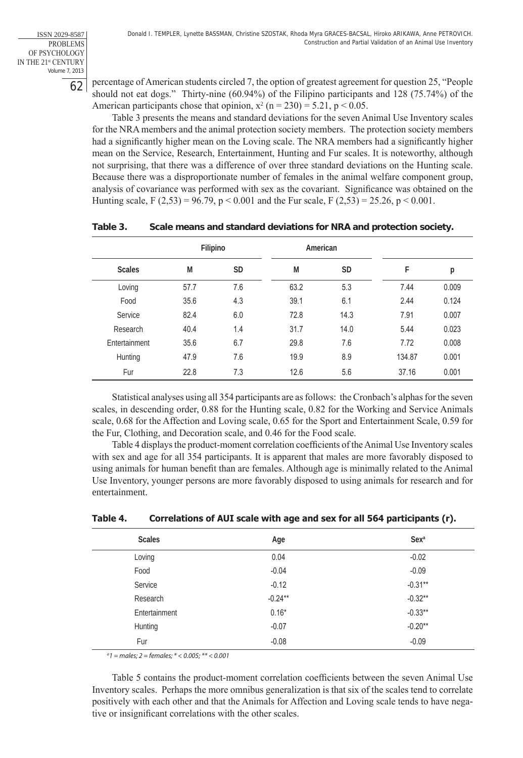percentage of American students circled 7, the option of greatest agreement for question 25, "People should not eat dogs." Thirty-nine (60.94%) of the Filipino participants and 128 (75.74%) of the American participants chose that opinion, $x^2$ (n = 230) = 5.21, p < 0.05.

Table 3 presents the means and standard deviations for the seven Animal Use Inventory scales for the NRA members and the animal protection society members. The protection society members had a significantly higher mean on the Loving scale. The NRA members had a significantly higher mean on the Service, Research, Entertainment, Hunting and Fur scales. It is noteworthy, although not surprising, that there was a difference of over three standard deviations on the Hunting scale. Because there was a disproportionate number of females in the animal welfare component group, analysis of covariance was performed with sex as the covariant. Significance was obtained on the Hunting scale, F (2,53) = 96.79, p < 0.001 and the Fur scale, F (2,53) = 25.26, p < 0.001.

**Table 3. Scale means and standard deviations for NRA and protection society.**

| | Filipino | | American | | | |
|---|---|---|---|---|---|---|
| Scales | M | SD | M | SD | F | p |
| Loving | 57.7 | 7.6 | 63.2 | 5.3 | 7.44 | 0.009 |
| Food | 35.6 | 4.3 | 39.1 | 6.1 | 2.44 | 0.124 |
| Service | 82.4 | 6.0 | 72.8 | 14.3 | 7.91 | 0.007 |
| Research | 40.4 | 1.4 | 31.7 | 14.0 | 5.44 | 0.023 |
| Entertainment | 35.6 | 6.7 | 29.8 | 7.6 | 7.72 | 0.008 |
| Hunting | 47.9 | 7.6 | 19.9 | 8.9 | 134.87 | 0.001 |
| Fur | 22.8 | 7.3 | 12.6 | 5.6 | 37.16 | 0.001 |

Statistical analyses using all 354 participants are as follows: the Cronbach's alphas for the seven scales, in descending order, 0.88 for the Hunting scale, 0.82 for the Working and Service Animals scale, 0.68 for the Affection and Loving scale, 0.65 for the Sport and Entertainment Scale, 0.59 for the Fur, Clothing, and Decoration scale, and 0.46 for the Food scale.

Table 4 displays the product-moment correlation coefficients of the Animal Use Inventory scales with sex and age for all 354 participants. It is apparent that males are more favorably disposed to using animals for human benefit than are females. Although age is minimally related to the Animal Use Inventory, younger persons are more favorably disposed to using animals for research and for entertainment.

**Table 4. Correlations of AUI scale with age and sex for all 564 participants (r).**

| Scales | Age | Sex[a] |
|---|---|---|
| Loving | 0.04 | -0.02 |
| Food | -0.04 | -0.09 |
| Service | -0.12 | -0.31** |
| Research | -0.24** | -0.32** |
| Entertainment | 0.16* | -0.33** |
| Hunting | -0.07 | -0.20** |
| Fur | -0.08 | -0.09 |

*[a] 1 = males; 2 = females; * < 0.005; ** < 0.001*

Table 5 contains the product-moment correlation coefficients between the seven Animal Use Inventory scales. Perhaps the more omnibus generalization is that six of the scales tend to correlate positively with each other and that the Animals for Affection and Loving scale tends to have negative or insignificant correlations with the other scales.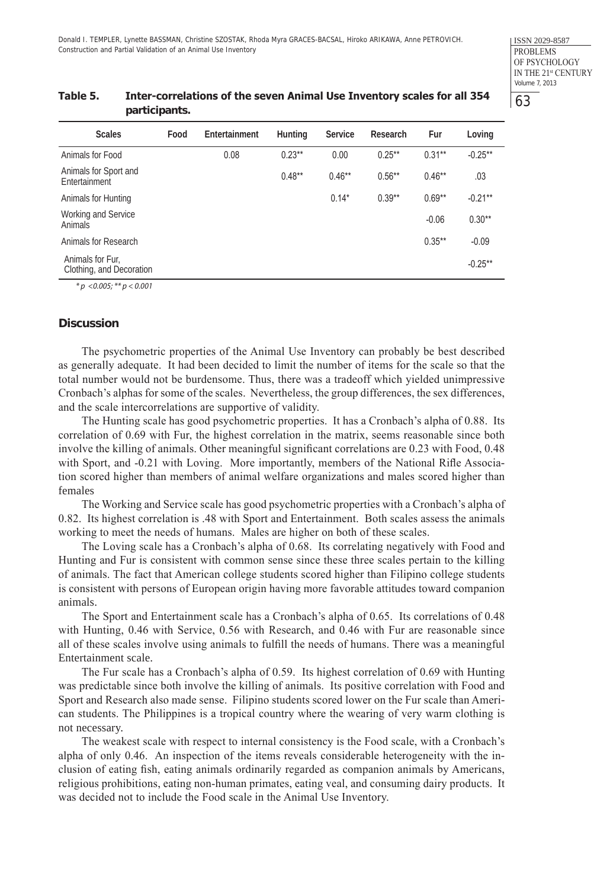**Table 5. Inter-correlations of the seven Animal Use Inventory scales for all 354 participants.**

| Scales | Food | Entertainment | Hunting | Service | Research | Fur | Loving |
|---|---|---|---|---|---|---|---|
| Animals for Food | | 0.08 | 0.23** | 0.00 | 0.25** | 0.31** | -0.25** |
| Animals for Sport and Entertainment | | | 0.48** | 0.46** | 0.56** | 0.46** | .03 |
| Animals for Hunting | | | | 0.14* | 0.39** | 0.69** | -0.21** |
| Working and Service Animals | | | | | | -0.06 | 0.30** |
| Animals for Research | | | | | | 0.35** | -0.09 |
| Animals for Fur, Clothing, and Decoration | | | | | | | -0.25** |

*\* $p < 0.005$; \*\* $p < 0.001$*

## Discussion

The psychometric properties of the Animal Use Inventory can probably be best described as generally adequate. It had been decided to limit the number of items for the scale so that the total number would not be burdensome. Thus, there was a tradeoff which yielded unimpressive Cronbach's alphas for some of the scales. Nevertheless, the group differences, the sex differences, and the scale intercorrelations are supportive of validity.

The Hunting scale has good psychometric properties. It has a Cronbach's alpha of 0.88. Its correlation of 0.69 with Fur, the highest correlation in the matrix, seems reasonable since both involve the killing of animals. Other meaningful significant correlations are 0.23 with Food, 0.48 with Sport, and -0.21 with Loving. More importantly, members of the National Rifle Association scored higher than members of animal welfare organizations and males scored higher than females

The Working and Service scale has good psychometric properties with a Cronbach's alpha of 0.82. Its highest correlation is .48 with Sport and Entertainment. Both scales assess the animals working to meet the needs of humans. Males are higher on both of these scales.

The Loving scale has a Cronbach's alpha of 0.68. Its correlating negatively with Food and Hunting and Fur is consistent with common sense since these three scales pertain to the killing of animals. The fact that American college students scored higher than Filipino college students is consistent with persons of European origin having more favorable attitudes toward companion animals.

The Sport and Entertainment scale has a Cronbach's alpha of 0.65. Its correlations of 0.48 with Hunting, 0.46 with Service, 0.56 with Research, and 0.46 with Fur are reasonable since all of these scales involve using animals to fulfill the needs of humans. There was a meaningful Entertainment scale.

The Fur scale has a Cronbach's alpha of 0.59. Its highest correlation of 0.69 with Hunting was predictable since both involve the killing of animals. Its positive correlation with Food and Sport and Research also made sense. Filipino students scored lower on the Fur scale than American students. The Philippines is a tropical country where the wearing of very warm clothing is not necessary.

The weakest scale with respect to internal consistency is the Food scale, with a Cronbach's alpha of only 0.46. An inspection of the items reveals considerable heterogeneity with the inclusion of eating fish, eating animals ordinarily regarded as companion animals by Americans, religious prohibitions, eating non-human primates, eating veal, and consuming dairy products. It was decided not to include the Food scale in the Animal Use Inventory.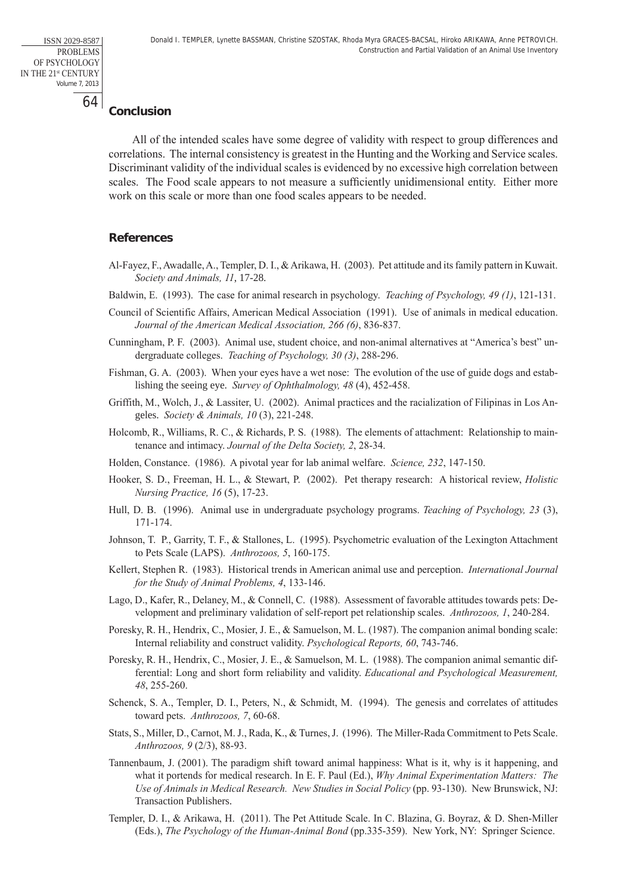## Conclusion

All of the intended scales have some degree of validity with respect to group differences and correlations. The internal consistency is greatest in the Hunting and the Working and Service scales. Discriminant validity of the individual scales is evidenced by no excessive high correlation between scales. The Food scale appears to not measure a sufficiently unidimensional entity. Either more work on this scale or more than one food scales appears to be needed.

## References

Al-Fayez, F., Awadalle, A., Templer, D. I., & Arikawa, H. (2003). Pet attitude and its family pattern in Kuwait. *Society and Animals, 11*, 17-28.

Baldwin, E. (1993). The case for animal research in psychology. *Teaching of Psychology, 49 (1)*, 121-131.

Council of Scientific Affairs, American Medical Association (1991). Use of animals in medical education. *Journal of the American Medical Association, 266 (6)*, 836-837.

Cunningham, P. F. (2003). Animal use, student choice, and non-animal alternatives at "America's best" undergraduate colleges. *Teaching of Psychology, 30 (3)*, 288-296.

Fishman, G. A. (2003). When your eyes have a wet nose: The evolution of the use of guide dogs and establishing the seeing eye. *Survey of Ophthalmology, 48* (4), 452-458.

Griffith, M., Wolch, J., & Lassiter, U. (2002). Animal practices and the racialization of Filipinas in Los Angeles. *Society & Animals, 10* (3), 221-248.

Holcomb, R., Williams, R. C., & Richards, P. S. (1988). The elements of attachment: Relationship to maintenance and intimacy. *Journal of the Delta Society, 2*, 28-34.

Holden, Constance. (1986). A pivotal year for lab animal welfare. *Science, 232*, 147-150.

Hooker, S. D., Freeman, H. L., & Stewart, P. (2002). Pet therapy research: A historical review, *Holistic Nursing Practice, 16* (5), 17-23.

Hull, D. B. (1996). Animal use in undergraduate psychology programs. *Teaching of Psychology, 23* (3), 171-174.

Johnson, T. P., Garrity, T. F., & Stallones, L. (1995). Psychometric evaluation of the Lexington Attachment to Pets Scale (LAPS). *Anthrozoos, 5*, 160-175.

Kellert, Stephen R. (1983). Historical trends in American animal use and perception. *International Journal for the Study of Animal Problems, 4*, 133-146.

Lago, D., Kafer, R., Delaney, M., & Connell, C. (1988). Assessment of favorable attitudes towards pets: Development and preliminary validation of self-report pet relationship scales. *Anthrozoos, 1*, 240-284.

Poresky, R. H., Hendrix, C., Mosier, J. E., & Samuelson, M. L. (1987). The companion animal bonding scale: Internal reliability and construct validity. *Psychological Reports, 60*, 743-746.

Poresky, R. H., Hendrix, C., Mosier, J. E., & Samuelson, M. L. (1988). The companion animal semantic differential: Long and short form reliability and validity. *Educational and Psychological Measurement, 48*, 255-260.

Schenck, S. A., Templer, D. I., Peters, N., & Schmidt, M. (1994). The genesis and correlates of attitudes toward pets. *Anthrozoos, 7*, 60-68.

Stats, S., Miller, D., Carnot, M. J., Rada, K., & Turnes, J. (1996). The Miller-Rada Commitment to Pets Scale. *Anthrozoos, 9* (2/3), 88-93.

Tannenbaum, J. (2001). The paradigm shift toward animal happiness: What is it, why is it happening, and what it portends for medical research. In E. F. Paul (Ed.), *Why Animal Experimentation Matters: The Use of Animals in Medical Research. New Studies in Social Policy* (pp. 93-130). New Brunswick, NJ: Transaction Publishers.

Templer, D. I., & Arikawa, H. (2011). The Pet Attitude Scale. In C. Blazina, G. Boyraz, & D. Shen-Miller (Eds.), *The Psychology of the Human-Animal Bond* (pp.335-359). New York, NY: Springer Science.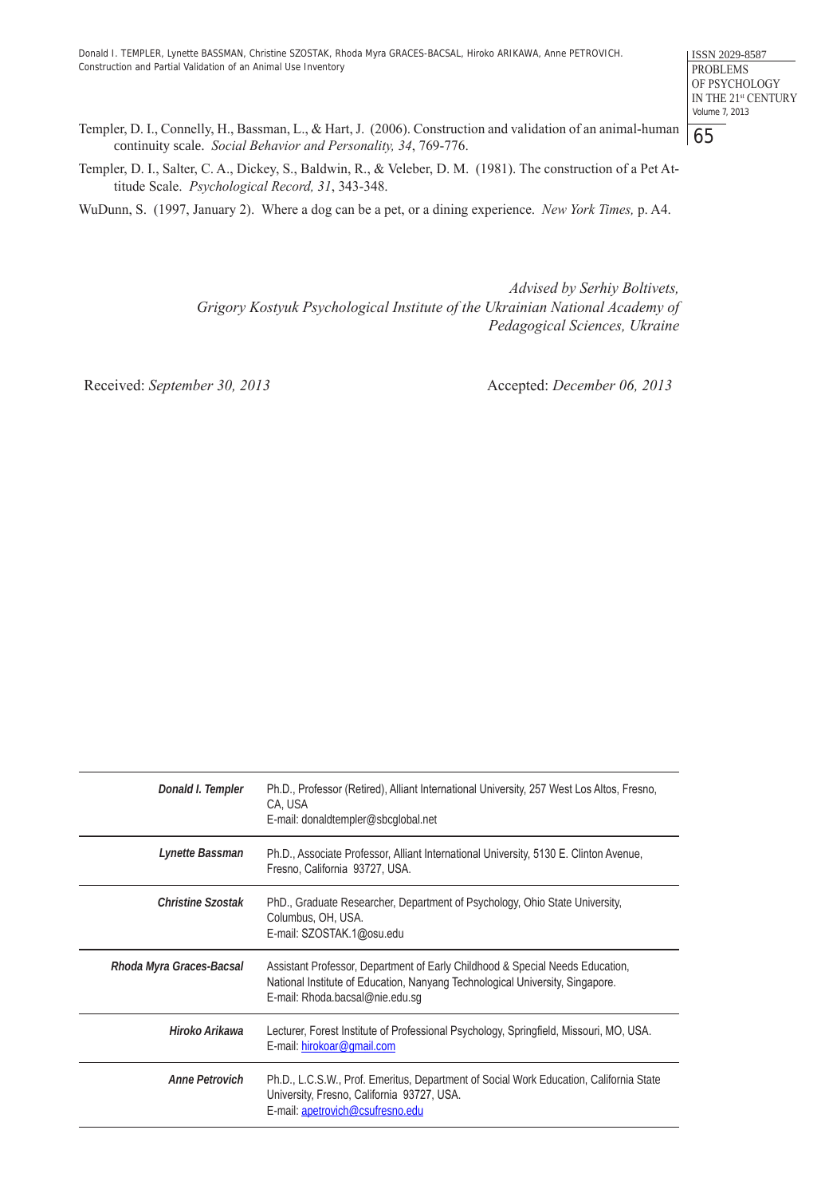Templer, D. I., Connelly, H., Bassman, L., & Hart, J. (2006). Construction and validation of an animal-human continuity scale. *Social Behavior and Personality, 34*, 769-776.

Templer, D. I., Salter, C. A., Dickey, S., Baldwin, R., & Veleber, D. M. (1981). The construction of a Pet Attitude Scale. *Psychological Record, 31*, 343-348.

WuDunn, S. (1997, January 2). Where a dog can be a pet, or a dining experience. *New York Times,* p. A4.

*Advised by Serhiy Boltivets,*
*Grigory Kostyuk Psychological Institute of the Ukrainian National Academy of Pedagogical Sciences, Ukraine*

Received: *September 30, 2013* Accepted: *December 06, 2013*

| | |
|---|---|
| ***Donald I. Templer*** | Ph.D., Professor (Retired), Alliant International University, 257 West Los Altos, Fresno, CA, USA<br>E-mail: donaldtempler@sbcglobal.net |
| ***Lynette Bassman*** | Ph.D., Associate Professor, Alliant International University, 5130 E. Clinton Avenue, Fresno, California 93727, USA. |
| ***Christine Szostak*** | PhD., Graduate Researcher, Department of Psychology, Ohio State University, Columbus, OH, USA.<br>E-mail: SZOSTAK.1@osu.edu |
| ***Rhoda Myra Graces-Bacsal*** | Assistant Professor, Department of Early Childhood & Special Needs Education, National Institute of Education, Nanyang Technological University, Singapore.<br>E-mail: Rhoda.bacsal@nie.edu.sg |
| ***Hiroko Arikawa*** | Lecturer, Forest Institute of Professional Psychology, Springfield, Missouri, MO, USA.<br>E-mail: hirokoar@gmail.com |
| ***Anne Petrovich*** | Ph.D., L.C.S.W., Prof. Emeritus, Department of Social Work Education, California State University, Fresno, California 93727, USA.<br>E-mail: apetrovich@csufresno.edu |